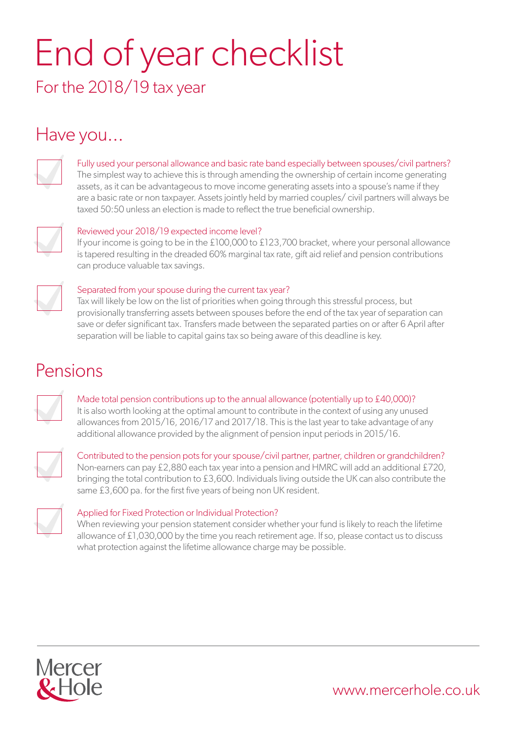# End of year checklist

For the 2018/19 tax year

## Have you…

- [ ] **Fully used your personal allowance and basic rate band especially between spouses/civil partners?**
  The simplest way to achieve this is through amending the ownership of certain income generating assets, as it can be advantageous to move income generating assets into a spouse's name if they are a basic rate or non taxpayer. Assets jointly held by married couples/ civil partners will always be taxed 50:50 unless an election is made to reflect the true beneficial ownership.

- [ ] **Reviewed your 2018/19 expected income level?**
  If your income is going to be in the £100,000 to £123,700 bracket, where your personal allowance is tapered resulting in the dreaded 60% marginal tax rate, gift aid relief and pension contributions can produce valuable tax savings.

- [ ] **Separated from your spouse during the current tax year?**
  Tax will likely be low on the list of priorities when going through this stressful process, but provisionally transferring assets between spouses before the end of the tax year of separation can save or defer significant tax. Transfers made between the separated parties on or after 6 April after separation will be liable to capital gains tax so being aware of this deadline is key.

## Pensions

- [ ] **Made total pension contributions up to the annual allowance (potentially up to £40,000)?**
  It is also worth looking at the optimal amount to contribute in the context of using any unused allowances from 2015/16, 2016/17 and 2017/18. This is the last year to take advantage of any additional allowance provided by the alignment of pension input periods in 2015/16.

- [ ] **Contributed to the pension pots for your spouse/civil partner, partner, children or grandchildren?**
  Non-earners can pay £2,880 each tax year into a pension and HMRC will add an additional £720, bringing the total contribution to £3,600. Individuals living outside the UK can also contribute the same £3,600 pa. for the first five years of being non UK resident.

- [ ] **Applied for Fixed Protection or Individual Protection?**
  When reviewing your pension statement consider whether your fund is likely to reach the lifetime allowance of £1,030,000 by the time you reach retirement age. If so, please contact us to discuss what protection against the lifetime allowance charge may be possible.

Mercer & Hole

www.mercerhole.co.uk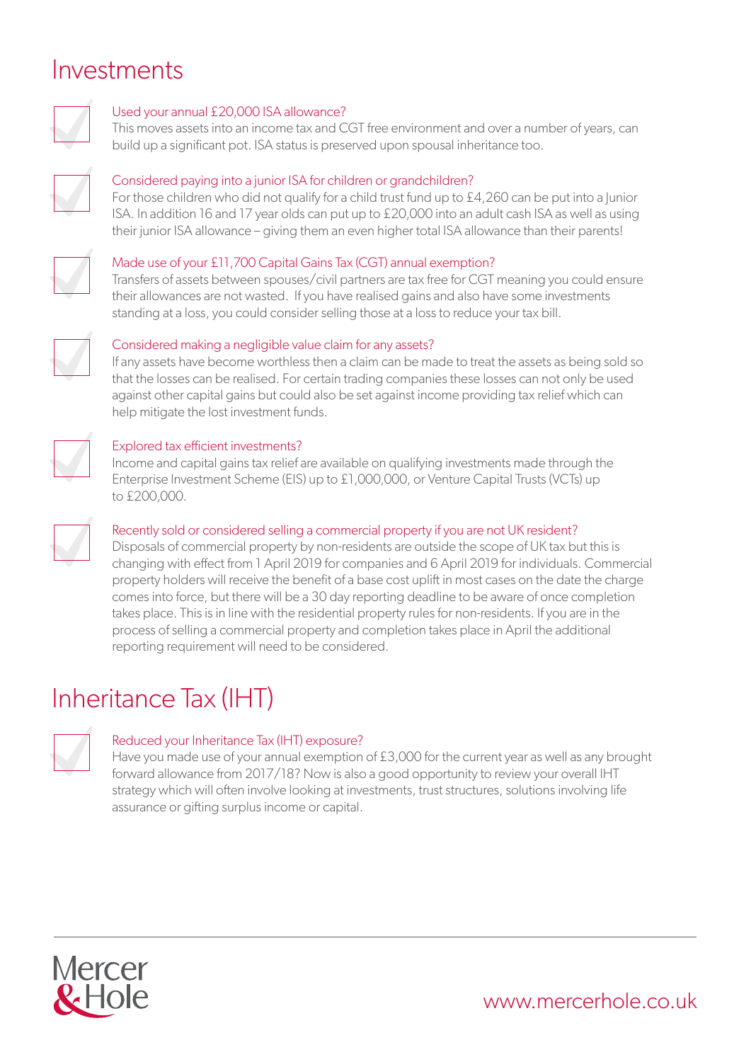# Investments

### Used your annual £20,000 ISA allowance?

This moves assets into an income tax and CGT free environment and over a number of years, can build up a significant pot. ISA status is preserved upon spousal inheritance too.

### Considered paying into a junior ISA for children or grandchildren?

For those children who did not qualify for a child trust fund up to £4,260 can be put into a Junior ISA. In addition 16 and 17 year olds can put up to £20,000 into an adult cash ISA as well as using their junior ISA allowance – giving them an even higher total ISA allowance than their parents!

### Made use of your £11,700 Capital Gains Tax (CGT) annual exemption?

Transfers of assets between spouses/civil partners are tax free for CGT meaning you could ensure their allowances are not wasted. If you have realised gains and also have some investments standing at a loss, you could consider selling those at a loss to reduce your tax bill.

### Considered making a negligible value claim for any assets?

If any assets have become worthless then a claim can be made to treat the assets as being sold so that the losses can be realised. For certain trading companies these losses can not only be used against other capital gains but could also be set against income providing tax relief which can help mitigate the lost investment funds.

### Explored tax efficient investments?

Income and capital gains tax relief are available on qualifying investments made through the Enterprise Investment Scheme (EIS) up to £1,000,000, or Venture Capital Trusts (VCTs) up to £200,000.

### Recently sold or considered selling a commercial property if you are not UK resident?

Disposals of commercial property by non-residents are outside the scope of UK tax but this is changing with effect from 1 April 2019 for companies and 6 April 2019 for individuals. Commercial property holders will receive the benefit of a base cost uplift in most cases on the date the charge comes into force, but there will be a 30 day reporting deadline to be aware of once completion takes place. This is in line with the residential property rules for non-residents. If you are in the process of selling a commercial property and completion takes place in April the additional reporting requirement will need to be considered.

# Inheritance Tax (IHT)

### Reduced your Inheritance Tax (IHT) exposure?

Have you made use of your annual exemption of £3,000 for the current year as well as any brought forward allowance from 2017/18? Now is also a good opportunity to review your overall IHT strategy which will often involve looking at investments, trust structures, solutions involving life assurance or gifting surplus income or capital.

Mercer & Hole

www.mercerhole.co.uk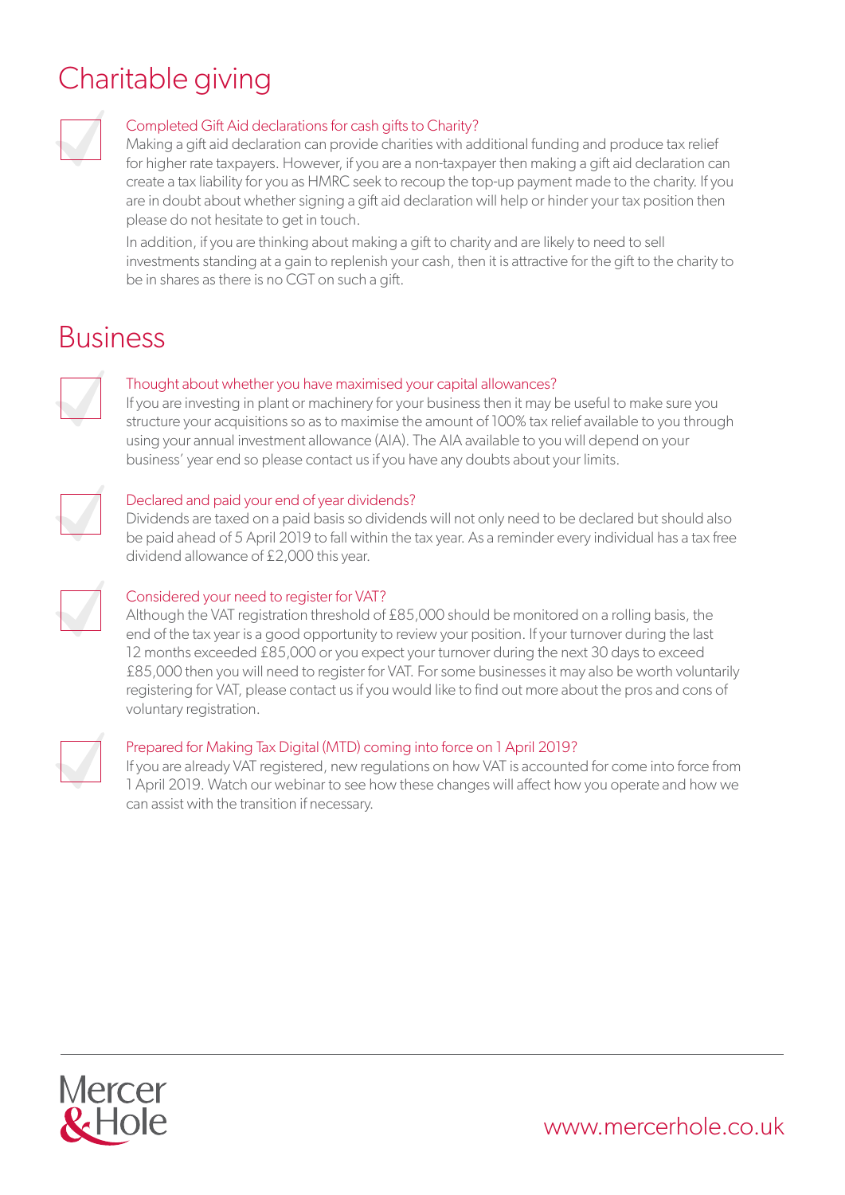# Charitable giving

### Completed Gift Aid declarations for cash gifts to Charity?

Making a gift aid declaration can provide charities with additional funding and produce tax relief for higher rate taxpayers. However, if you are a non-taxpayer then making a gift aid declaration can create a tax liability for you as HMRC seek to recoup the top-up payment made to the charity. If you are in doubt about whether signing a gift aid declaration will help or hinder your tax position then please do not hesitate to get in touch.

In addition, if you are thinking about making a gift to charity and are likely to need to sell investments standing at a gain to replenish your cash, then it is attractive for the gift to the charity to be in shares as there is no CGT on such a gift.

# Business

### Thought about whether you have maximised your capital allowances?

If you are investing in plant or machinery for your business then it may be useful to make sure you structure your acquisitions so as to maximise the amount of 100% tax relief available to you through using your annual investment allowance (AIA). The AIA available to you will depend on your business' year end so please contact us if you have any doubts about your limits.

### Declared and paid your end of year dividends?

Dividends are taxed on a paid basis so dividends will not only need to be declared but should also be paid ahead of 5 April 2019 to fall within the tax year. As a reminder every individual has a tax free dividend allowance of £2,000 this year.

### Considered your need to register for VAT?

Although the VAT registration threshold of £85,000 should be monitored on a rolling basis, the end of the tax year is a good opportunity to review your position. If your turnover during the last 12 months exceeded £85,000 or you expect your turnover during the next 30 days to exceed £85,000 then you will need to register for VAT. For some businesses it may also be worth voluntarily registering for VAT, please contact us if you would like to find out more about the pros and cons of voluntary registration.

### Prepared for Making Tax Digital (MTD) coming into force on 1 April 2019?

If you are already VAT registered, new regulations on how VAT is accounted for come into force from 1 April 2019. Watch our webinar to see how these changes will affect how you operate and how we can assist with the transition if necessary.

Mercer & Hole

www.mercerhole.co.uk